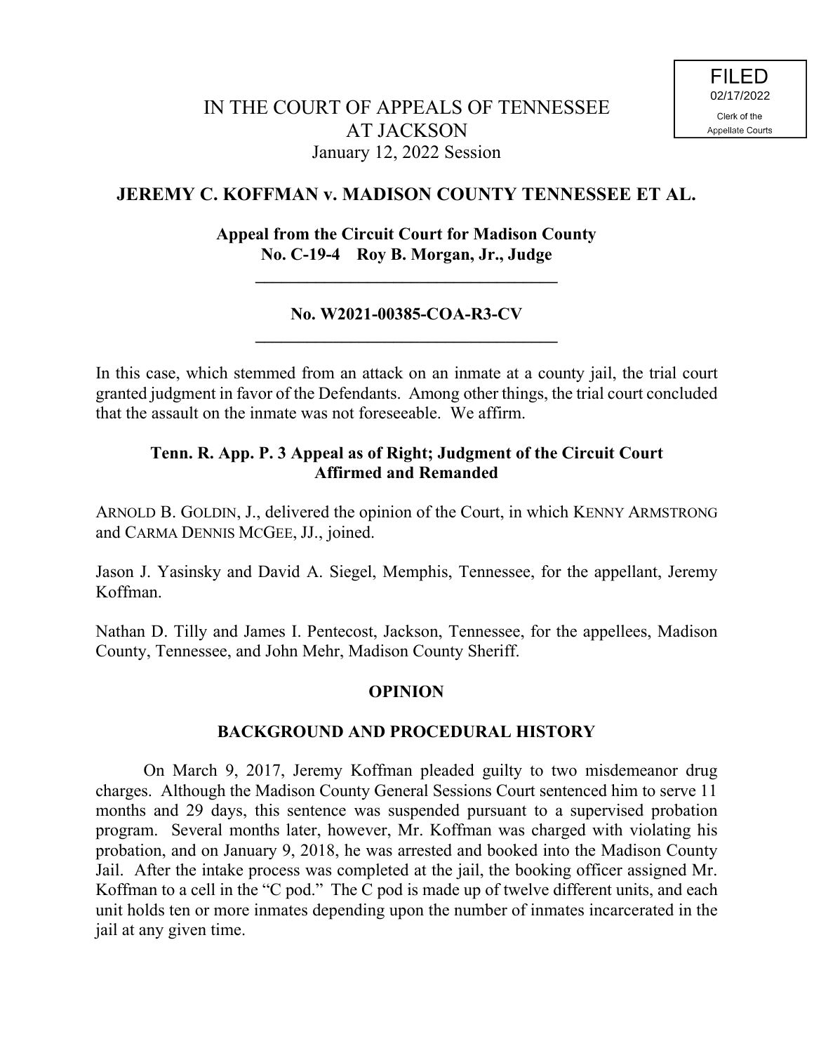FILED
02/17/2022
Clerk of the
Appellate Courts

IN THE COURT OF APPEALS OF TENNESSEE
AT JACKSON
January 12, 2022 Session

## JEREMY C. KOFFMAN v. MADISON COUNTY TENNESSEE ET AL.

**Appeal from the Circuit Court for Madison County**
**No. C-19-4 Roy B. Morgan, Jr., Judge**

---

**No. W2021-00385-COA-R3-CV**

---

In this case, which stemmed from an attack on an inmate at a county jail, the trial court granted judgment in favor of the Defendants. Among other things, the trial court concluded that the assault on the inmate was not foreseeable. We affirm.

**Tenn. R. App. P. 3 Appeal as of Right; Judgment of the Circuit Court Affirmed and Remanded**

ARNOLD B. GOLDIN, J., delivered the opinion of the Court, in which KENNY ARMSTRONG and CARMA DENNIS MCGEE, JJ., joined.

Jason J. Yasinsky and David A. Siegel, Memphis, Tennessee, for the appellant, Jeremy Koffman.

Nathan D. Tilly and James I. Pentecost, Jackson, Tennessee, for the appellees, Madison County, Tennessee, and John Mehr, Madison County Sheriff.

## OPINION

### BACKGROUND AND PROCEDURAL HISTORY

On March 9, 2017, Jeremy Koffman pleaded guilty to two misdemeanor drug charges. Although the Madison County General Sessions Court sentenced him to serve 11 months and 29 days, this sentence was suspended pursuant to a supervised probation program. Several months later, however, Mr. Koffman was charged with violating his probation, and on January 9, 2018, he was arrested and booked into the Madison County Jail. After the intake process was completed at the jail, the booking officer assigned Mr. Koffman to a cell in the "C pod." The C pod is made up of twelve different units, and each unit holds ten or more inmates depending upon the number of inmates incarcerated in the jail at any given time.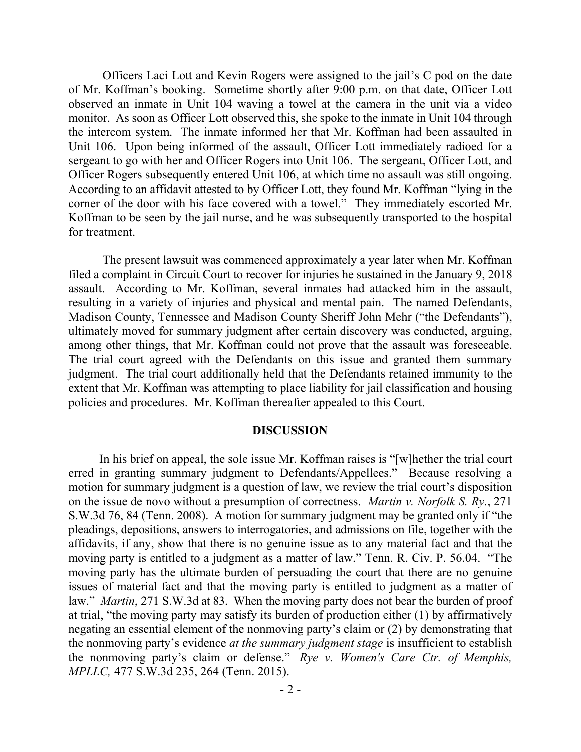Officers Laci Lott and Kevin Rogers were assigned to the jail's C pod on the date of Mr. Koffman's booking. Sometime shortly after 9:00 p.m. on that date, Officer Lott observed an inmate in Unit 104 waving a towel at the camera in the unit via a video monitor. As soon as Officer Lott observed this, she spoke to the inmate in Unit 104 through the intercom system. The inmate informed her that Mr. Koffman had been assaulted in Unit 106. Upon being informed of the assault, Officer Lott immediately radioed for a sergeant to go with her and Officer Rogers into Unit 106. The sergeant, Officer Lott, and Officer Rogers subsequently entered Unit 106, at which time no assault was still ongoing. According to an affidavit attested to by Officer Lott, they found Mr. Koffman "lying in the corner of the door with his face covered with a towel." They immediately escorted Mr. Koffman to be seen by the jail nurse, and he was subsequently transported to the hospital for treatment.

The present lawsuit was commenced approximately a year later when Mr. Koffman filed a complaint in Circuit Court to recover for injuries he sustained in the January 9, 2018 assault. According to Mr. Koffman, several inmates had attacked him in the assault, resulting in a variety of injuries and physical and mental pain. The named Defendants, Madison County, Tennessee and Madison County Sheriff John Mehr ("the Defendants"), ultimately moved for summary judgment after certain discovery was conducted, arguing, among other things, that Mr. Koffman could not prove that the assault was foreseeable. The trial court agreed with the Defendants on this issue and granted them summary judgment. The trial court additionally held that the Defendants retained immunity to the extent that Mr. Koffman was attempting to place liability for jail classification and housing policies and procedures. Mr. Koffman thereafter appealed to this Court.

## DISCUSSION

In his brief on appeal, the sole issue Mr. Koffman raises is "[w]hether the trial court erred in granting summary judgment to Defendants/Appellees." Because resolving a motion for summary judgment is a question of law, we review the trial court's disposition on the issue de novo without a presumption of correctness. *Martin v. Norfolk S. Ry.*, 271 S.W.3d 76, 84 (Tenn. 2008). A motion for summary judgment may be granted only if "the pleadings, depositions, answers to interrogatories, and admissions on file, together with the affidavits, if any, show that there is no genuine issue as to any material fact and that the moving party is entitled to a judgment as a matter of law." Tenn. R. Civ. P. 56.04. "The moving party has the ultimate burden of persuading the court that there are no genuine issues of material fact and that the moving party is entitled to judgment as a matter of law." *Martin*, 271 S.W.3d at 83. When the moving party does not bear the burden of proof at trial, "the moving party may satisfy its burden of production either (1) by affirmatively negating an essential element of the nonmoving party's claim or (2) by demonstrating that the nonmoving party's evidence *at the summary judgment stage* is insufficient to establish the nonmoving party's claim or defense." *Rye v. Women's Care Ctr. of Memphis, MPLLC,* 477 S.W.3d 235, 264 (Tenn. 2015).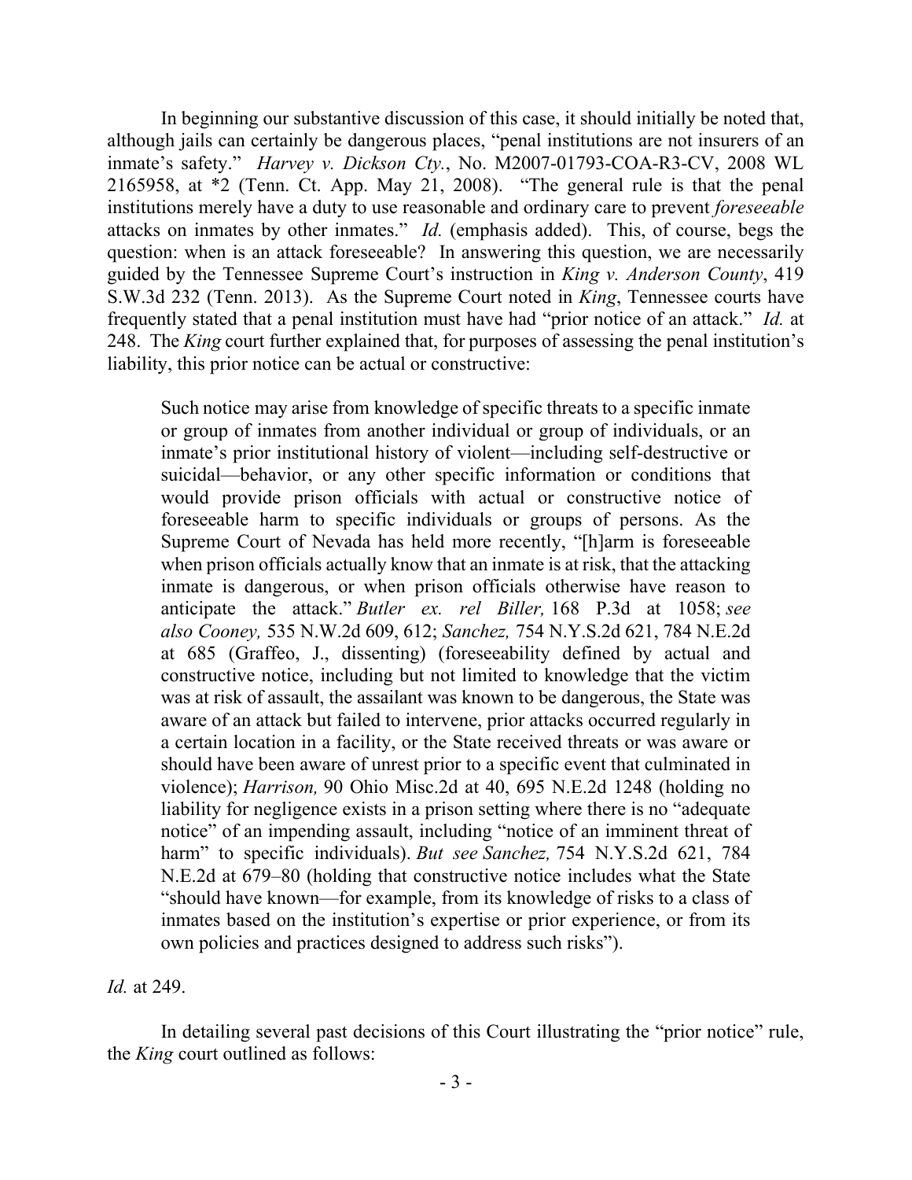In beginning our substantive discussion of this case, it should initially be noted that, although jails can certainly be dangerous places, "penal institutions are not insurers of an inmate's safety." *Harvey v. Dickson Cty.*, No. M2007-01793-COA-R3-CV, 2008 WL 2165958, at *2 (Tenn. Ct. App. May 21, 2008). "The general rule is that the penal institutions merely have a duty to use reasonable and ordinary care to prevent *foreseeable* attacks on inmates by other inmates." *Id.* (emphasis added). This, of course, begs the question: when is an attack foreseeable? In answering this question, we are necessarily guided by the Tennessee Supreme Court's instruction in *King v. Anderson County*, 419 S.W.3d 232 (Tenn. 2013). As the Supreme Court noted in *King*, Tennessee courts have frequently stated that a penal institution must have had "prior notice of an attack." *Id.* at 248. The *King* court further explained that, for purposes of assessing the penal institution's liability, this prior notice can be actual or constructive:

> Such notice may arise from knowledge of specific threats to a specific inmate or group of inmates from another individual or group of individuals, or an inmate's prior institutional history of violent—including self-destructive or suicidal—behavior, or any other specific information or conditions that would provide prison officials with actual or constructive notice of foreseeable harm to specific individuals or groups of persons. As the Supreme Court of Nevada has held more recently, "[h]arm is foreseeable when prison officials actually know that an inmate is at risk, that the attacking inmate is dangerous, or when prison officials otherwise have reason to anticipate the attack." *Butler ex. rel Biller,* 168 P.3d at 1058; *see also Cooney,* 535 N.W.2d 609, 612; *Sanchez,* 754 N.Y.S.2d 621, 784 N.E.2d at 685 (Graffeo, J., dissenting) (foreseeability defined by actual and constructive notice, including but not limited to knowledge that the victim was at risk of assault, the assailant was known to be dangerous, the State was aware of an attack but failed to intervene, prior attacks occurred regularly in a certain location in a facility, or the State received threats or was aware or should have been aware of unrest prior to a specific event that culminated in violence); *Harrison,* 90 Ohio Misc.2d at 40, 695 N.E.2d 1248 (holding no liability for negligence exists in a prison setting where there is no "adequate notice" of an impending assault, including "notice of an imminent threat of harm" to specific individuals). *But see Sanchez,* 754 N.Y.S.2d 621, 784 N.E.2d at 679–80 (holding that constructive notice includes what the State "should have known—for example, from its knowledge of risks to a class of inmates based on the institution's expertise or prior experience, or from its own policies and practices designed to address such risks").

*Id.* at 249.

In detailing several past decisions of this Court illustrating the "prior notice" rule, the *King* court outlined as follows: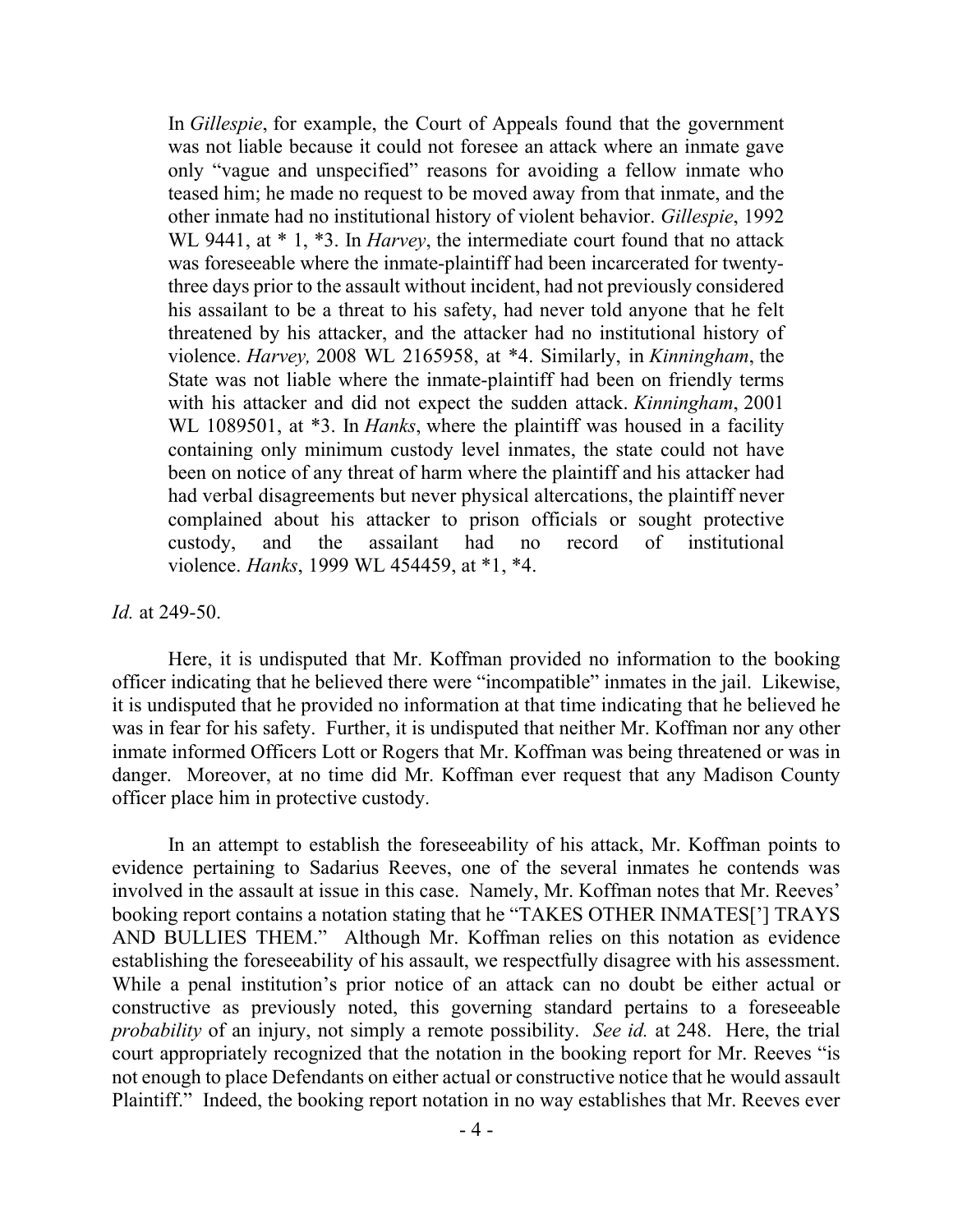> In *Gillespie*, for example, the Court of Appeals found that the government was not liable because it could not foresee an attack where an inmate gave only "vague and unspecified" reasons for avoiding a fellow inmate who teased him; he made no request to be moved away from that inmate, and the other inmate had no institutional history of violent behavior. *Gillespie*, 1992 WL 9441, at * 1, *3. In *Harvey*, the intermediate court found that no attack was foreseeable where the inmate-plaintiff had been incarcerated for twenty-three days prior to the assault without incident, had not previously considered his assailant to be a threat to his safety, had never told anyone that he felt threatened by his attacker, and the attacker had no institutional history of violence. *Harvey,* 2008 WL 2165958, at *4. Similarly, in *Kinningham*, the State was not liable where the inmate-plaintiff had been on friendly terms with his attacker and did not expect the sudden attack. *Kinningham*, 2001 WL 1089501, at *3. In *Hanks*, where the plaintiff was housed in a facility containing only minimum custody level inmates, the state could not have been on notice of any threat of harm where the plaintiff and his attacker had had verbal disagreements but never physical altercations, the plaintiff never complained about his attacker to prison officials or sought protective custody, and the assailant had no record of institutional violence. *Hanks*, 1999 WL 454459, at *1, *4.

*Id.* at 249-50.

Here, it is undisputed that Mr. Koffman provided no information to the booking officer indicating that he believed there were "incompatible" inmates in the jail. Likewise, it is undisputed that he provided no information at that time indicating that he believed he was in fear for his safety. Further, it is undisputed that neither Mr. Koffman nor any other inmate informed Officers Lott or Rogers that Mr. Koffman was being threatened or was in danger. Moreover, at no time did Mr. Koffman ever request that any Madison County officer place him in protective custody.

In an attempt to establish the foreseeability of his attack, Mr. Koffman points to evidence pertaining to Sadarius Reeves, one of the several inmates he contends was involved in the assault at issue in this case. Namely, Mr. Koffman notes that Mr. Reeves' booking report contains a notation stating that he "TAKES OTHER INMATES['] TRAYS AND BULLIES THEM." Although Mr. Koffman relies on this notation as evidence establishing the foreseeability of his assault, we respectfully disagree with his assessment. While a penal institution's prior notice of an attack can no doubt be either actual or constructive as previously noted, this governing standard pertains to a foreseeable *probability* of an injury, not simply a remote possibility. *See id.* at 248. Here, the trial court appropriately recognized that the notation in the booking report for Mr. Reeves "is not enough to place Defendants on either actual or constructive notice that he would assault Plaintiff." Indeed, the booking report notation in no way establishes that Mr. Reeves ever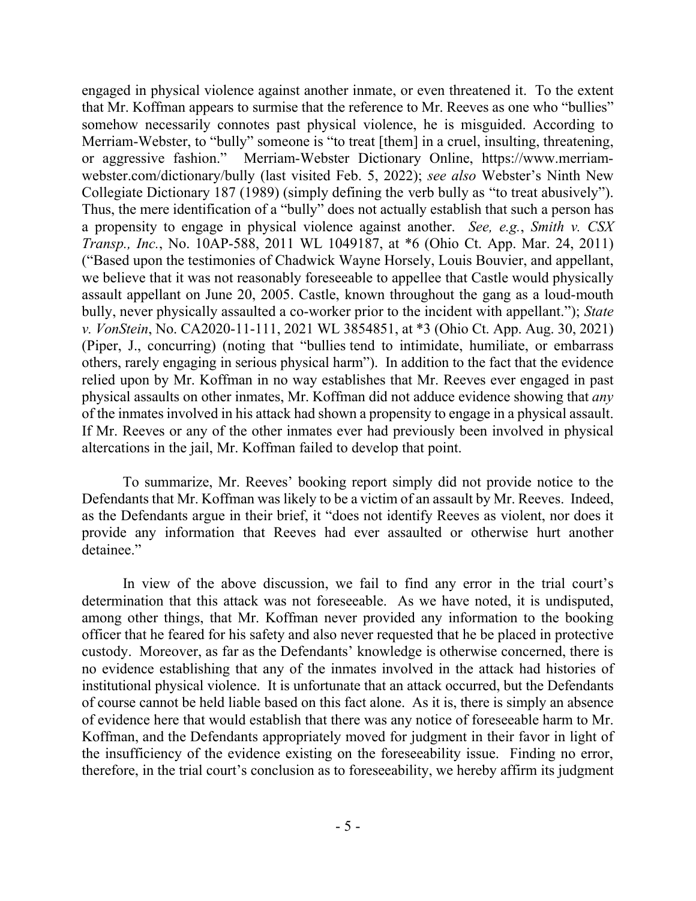engaged in physical violence against another inmate, or even threatened it. To the extent that Mr. Koffman appears to surmise that the reference to Mr. Reeves as one who "bullies" somehow necessarily connotes past physical violence, he is misguided. According to Merriam-Webster, to "bully" someone is "to treat [them] in a cruel, insulting, threatening, or aggressive fashion." Merriam-Webster Dictionary Online, https://www.merriam-webster.com/dictionary/bully (last visited Feb. 5, 2022); *see also* Webster's Ninth New Collegiate Dictionary 187 (1989) (simply defining the verb bully as "to treat abusively"). Thus, the mere identification of a "bully" does not actually establish that such a person has a propensity to engage in physical violence against another. *See, e.g.*, *Smith v. CSX Transp., Inc.*, No. 10AP-588, 2011 WL 1049187, at \*6 (Ohio Ct. App. Mar. 24, 2011) ("Based upon the testimonies of Chadwick Wayne Horsely, Louis Bouvier, and appellant, we believe that it was not reasonably foreseeable to appellee that Castle would physically assault appellant on June 20, 2005. Castle, known throughout the gang as a loud-mouth bully, never physically assaulted a co-worker prior to the incident with appellant."); *State v. VonStein*, No. CA2020-11-111, 2021 WL 3854851, at \*3 (Ohio Ct. App. Aug. 30, 2021) (Piper, J., concurring) (noting that "bullies tend to intimidate, humiliate, or embarrass others, rarely engaging in serious physical harm"). In addition to the fact that the evidence relied upon by Mr. Koffman in no way establishes that Mr. Reeves ever engaged in past physical assaults on other inmates, Mr. Koffman did not adduce evidence showing that *any* of the inmates involved in his attack had shown a propensity to engage in a physical assault. If Mr. Reeves or any of the other inmates ever had previously been involved in physical altercations in the jail, Mr. Koffman failed to develop that point.

To summarize, Mr. Reeves' booking report simply did not provide notice to the Defendants that Mr. Koffman was likely to be a victim of an assault by Mr. Reeves. Indeed, as the Defendants argue in their brief, it "does not identify Reeves as violent, nor does it provide any information that Reeves had ever assaulted or otherwise hurt another detainee."

In view of the above discussion, we fail to find any error in the trial court's determination that this attack was not foreseeable. As we have noted, it is undisputed, among other things, that Mr. Koffman never provided any information to the booking officer that he feared for his safety and also never requested that he be placed in protective custody. Moreover, as far as the Defendants' knowledge is otherwise concerned, there is no evidence establishing that any of the inmates involved in the attack had histories of institutional physical violence. It is unfortunate that an attack occurred, but the Defendants of course cannot be held liable based on this fact alone. As it is, there is simply an absence of evidence here that would establish that there was any notice of foreseeable harm to Mr. Koffman, and the Defendants appropriately moved for judgment in their favor in light of the insufficiency of the evidence existing on the foreseeability issue. Finding no error, therefore, in the trial court's conclusion as to foreseeability, we hereby affirm its judgment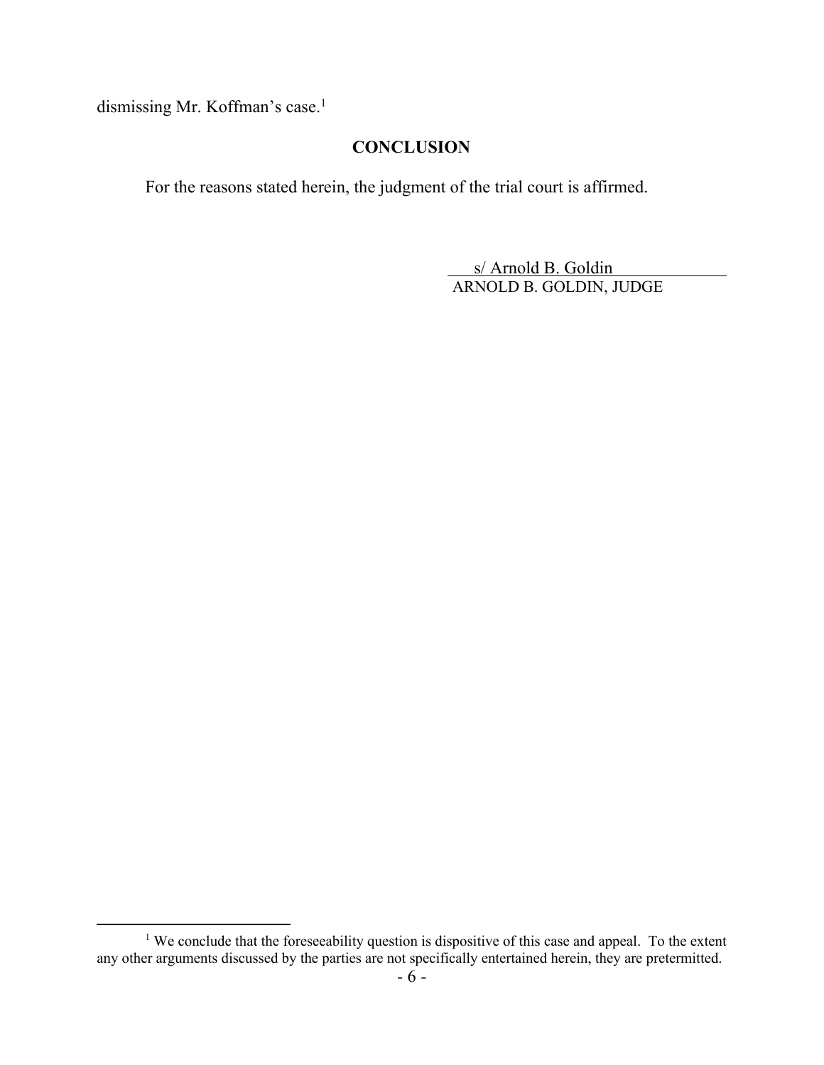dismissing Mr. Koffman's case.[1]

## CONCLUSION

For the reasons stated herein, the judgment of the trial court is affirmed.

s/ Arnold B. Goldin
ARNOLD B. GOLDIN, JUDGE

[1] We conclude that the foreseeability question is dispositive of this case and appeal. To the extent any other arguments discussed by the parties are not specifically entertained herein, they are pretermitted.